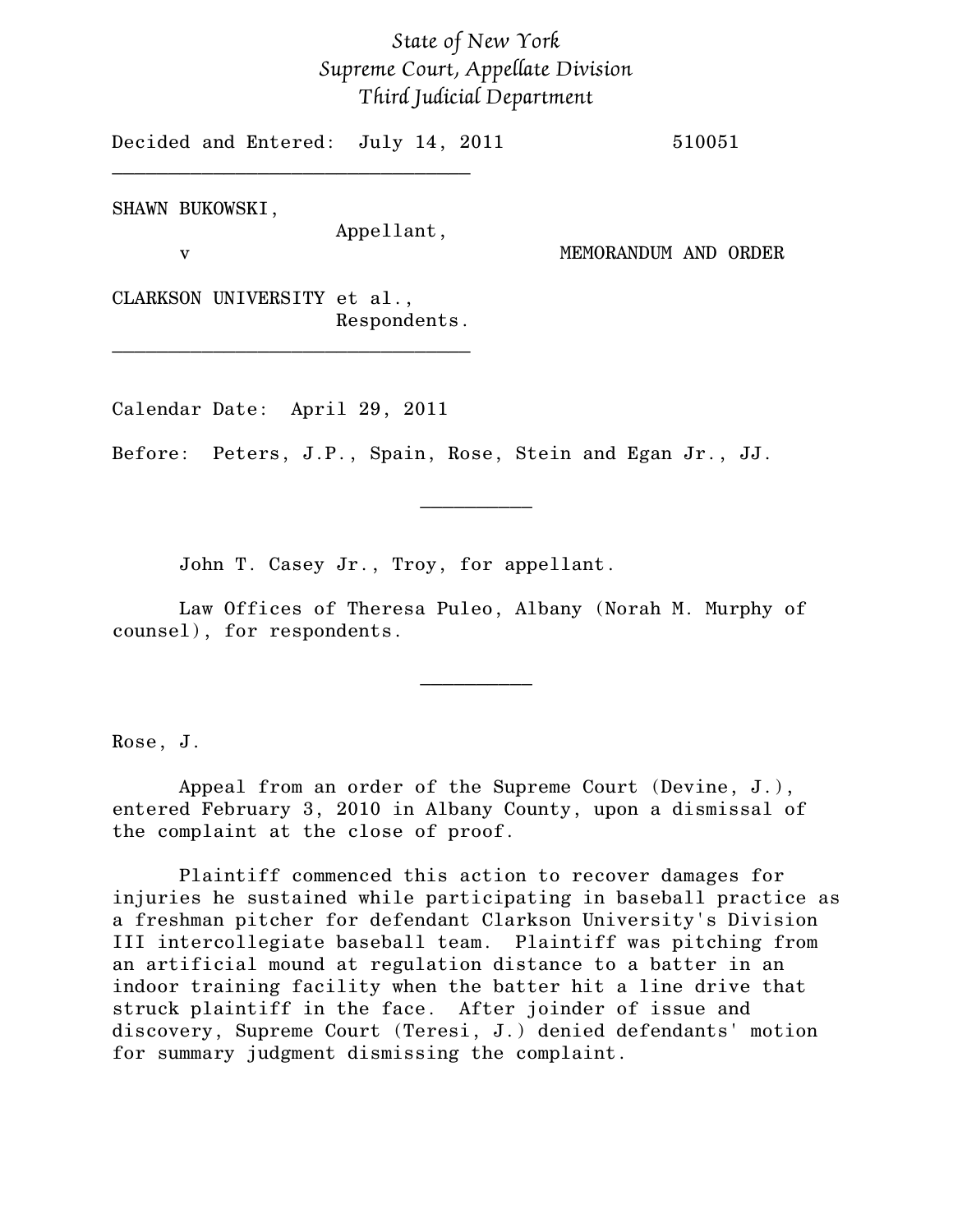*State of New York*
*Supreme Court, Appellate Division*
*Third Judicial Department*

Decided and Entered: July 14, 2011 510051

---

SHAWN BUKOWSKI,
Appellant,

v MEMORANDUM AND ORDER

CLARKSON UNIVERSITY et al.,
Respondents.

---

Calendar Date: April 29, 2011

Before: Peters, J.P., Spain, Rose, Stein and Egan Jr., JJ.

---

John T. Casey Jr., Troy, for appellant.

Law Offices of Theresa Puleo, Albany (Norah M. Murphy of counsel), for respondents.

---

Rose, J.

Appeal from an order of the Supreme Court (Devine, J.), entered February 3, 2010 in Albany County, upon a dismissal of the complaint at the close of proof.

Plaintiff commenced this action to recover damages for injuries he sustained while participating in baseball practice as a freshman pitcher for defendant Clarkson University's Division III intercollegiate baseball team. Plaintiff was pitching from an artificial mound at regulation distance to a batter in an indoor training facility when the batter hit a line drive that struck plaintiff in the face. After joinder of issue and discovery, Supreme Court (Teresi, J.) denied defendants' motion for summary judgment dismissing the complaint.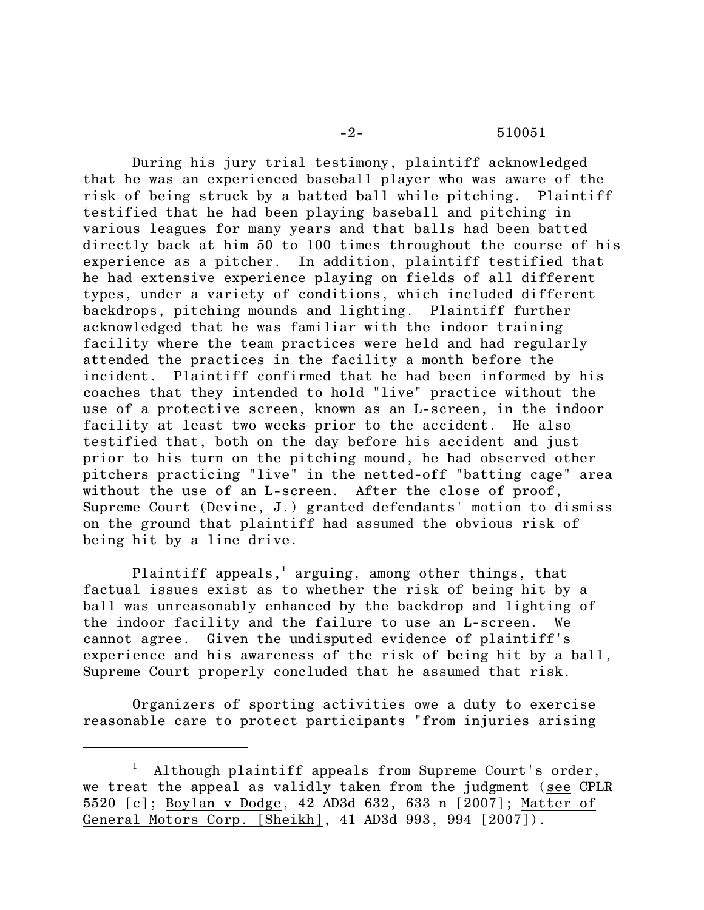During his jury trial testimony, plaintiff acknowledged that he was an experienced baseball player who was aware of the risk of being struck by a batted ball while pitching. Plaintiff testified that he had been playing baseball and pitching in various leagues for many years and that balls had been batted directly back at him 50 to 100 times throughout the course of his experience as a pitcher. In addition, plaintiff testified that he had extensive experience playing on fields of all different types, under a variety of conditions, which included different backdrops, pitching mounds and lighting. Plaintiff further acknowledged that he was familiar with the indoor training facility where the team practices were held and had regularly attended the practices in the facility a month before the incident. Plaintiff confirmed that he had been informed by his coaches that they intended to hold "live" practice without the use of a protective screen, known as an L-screen, in the indoor facility at least two weeks prior to the accident. He also testified that, both on the day before his accident and just prior to his turn on the pitching mound, he had observed other pitchers practicing "live" in the netted-off "batting cage" area without the use of an L-screen. After the close of proof, Supreme Court (Devine, J.) granted defendants' motion to dismiss on the ground that plaintiff had assumed the obvious risk of being hit by a line drive.

Plaintiff appeals,[1] arguing, among other things, that factual issues exist as to whether the risk of being hit by a ball was unreasonably enhanced by the backdrop and lighting of the indoor facility and the failure to use an L-screen. We cannot agree. Given the undisputed evidence of plaintiff's experience and his awareness of the risk of being hit by a ball, Supreme Court properly concluded that he assumed that risk.

Organizers of sporting activities owe a duty to exercise reasonable care to protect participants "from injuries arising

---

[1] Although plaintiff appeals from Supreme Court's order, we treat the appeal as validly taken from the judgment (<u>see</u> CPLR 5520 [c]; <u>Boylan v Dodge</u>, 42 AD3d 632, 633 n [2007]; <u>Matter of General Motors Corp. [Sheikh]</u>, 41 AD3d 993, 994 [2007]).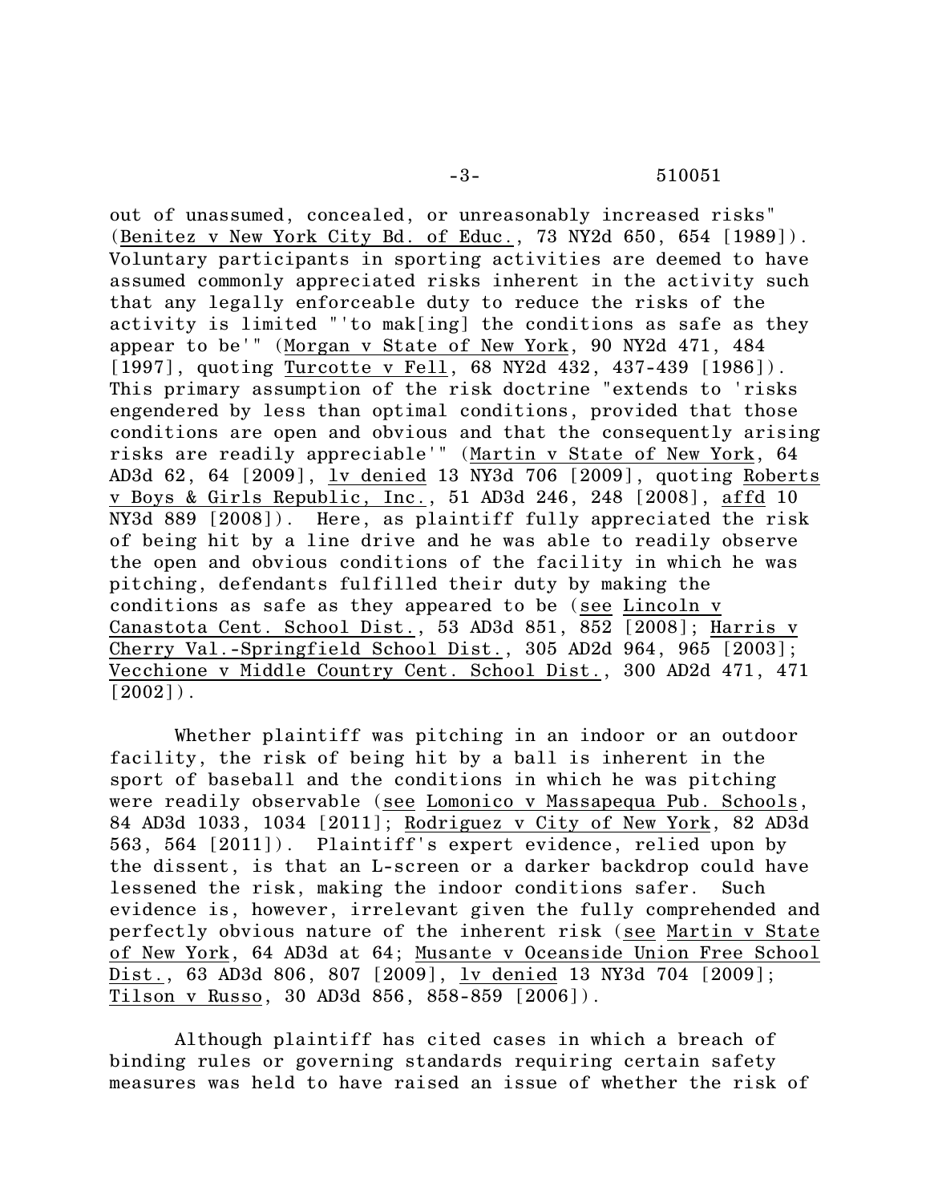out of unassumed, concealed, or unreasonably increased risks" (Benitez v New York City Bd. of Educ., 73 NY2d 650, 654 [1989]). Voluntary participants in sporting activities are deemed to have assumed commonly appreciated risks inherent in the activity such that any legally enforceable duty to reduce the risks of the activity is limited "'to mak[ing] the conditions as safe as they appear to be'" (Morgan v State of New York, 90 NY2d 471, 484 [1997], quoting Turcotte v Fell, 68 NY2d 432, 437-439 [1986]). This primary assumption of the risk doctrine "extends to 'risks engendered by less than optimal conditions, provided that those conditions are open and obvious and that the consequently arising risks are readily appreciable'" (Martin v State of New York, 64 AD3d 62, 64 [2009], lv denied 13 NY3d 706 [2009], quoting Roberts v Boys & Girls Republic, Inc., 51 AD3d 246, 248 [2008], affd 10 NY3d 889 [2008]). Here, as plaintiff fully appreciated the risk of being hit by a line drive and he was able to readily observe the open and obvious conditions of the facility in which he was pitching, defendants fulfilled their duty by making the conditions as safe as they appeared to be (see Lincoln v Canastota Cent. School Dist., 53 AD3d 851, 852 [2008]; Harris v Cherry Val.-Springfield School Dist., 305 AD2d 964, 965 [2003]; Vecchione v Middle Country Cent. School Dist., 300 AD2d 471, 471 [2002]).

Whether plaintiff was pitching in an indoor or an outdoor facility, the risk of being hit by a ball is inherent in the sport of baseball and the conditions in which he was pitching were readily observable (see Lomonico v Massapequa Pub. Schools, 84 AD3d 1033, 1034 [2011]; Rodriguez v City of New York, 82 AD3d 563, 564 [2011]). Plaintiff's expert evidence, relied upon by the dissent, is that an L-screen or a darker backdrop could have lessened the risk, making the indoor conditions safer. Such evidence is, however, irrelevant given the fully comprehended and perfectly obvious nature of the inherent risk (see Martin v State of New York, 64 AD3d at 64; Musante v Oceanside Union Free School Dist., 63 AD3d 806, 807 [2009], lv denied 13 NY3d 704 [2009]; Tilson v Russo, 30 AD3d 856, 858-859 [2006]).

Although plaintiff has cited cases in which a breach of binding rules or governing standards requiring certain safety measures was held to have raised an issue of whether the risk of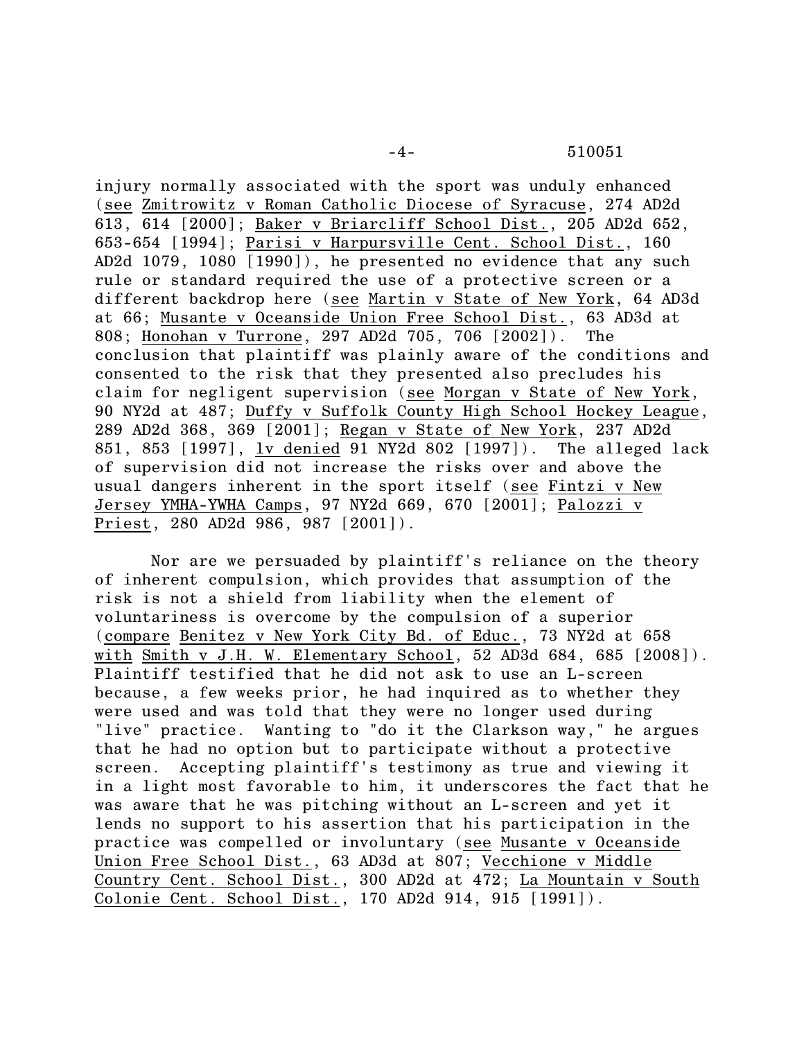injury normally associated with the sport was unduly enhanced (see Zmitrowitz v Roman Catholic Diocese of Syracuse, 274 AD2d 613, 614 [2000]; Baker v Briarcliff School Dist., 205 AD2d 652, 653-654 [1994]; Parisi v Harpursville Cent. School Dist., 160 AD2d 1079, 1080 [1990]), he presented no evidence that any such rule or standard required the use of a protective screen or a different backdrop here (see Martin v State of New York, 64 AD3d at 66; Musante v Oceanside Union Free School Dist., 63 AD3d at 808; Honohan v Turrone, 297 AD2d 705, 706 [2002]). The conclusion that plaintiff was plainly aware of the conditions and consented to the risk that they presented also precludes his claim for negligent supervision (see Morgan v State of New York, 90 NY2d at 487; Duffy v Suffolk County High School Hockey League, 289 AD2d 368, 369 [2001]; Regan v State of New York, 237 AD2d 851, 853 [1997], lv denied 91 NY2d 802 [1997]). The alleged lack of supervision did not increase the risks over and above the usual dangers inherent in the sport itself (see Fintzi v New Jersey YMHA-YWHA Camps, 97 NY2d 669, 670 [2001]; Palozzi v Priest, 280 AD2d 986, 987 [2001]).

Nor are we persuaded by plaintiff's reliance on the theory of inherent compulsion, which provides that assumption of the risk is not a shield from liability when the element of voluntariness is overcome by the compulsion of a superior (compare Benitez v New York City Bd. of Educ., 73 NY2d at 658 with Smith v J.H. W. Elementary School, 52 AD3d 684, 685 [2008]). Plaintiff testified that he did not ask to use an L-screen because, a few weeks prior, he had inquired as to whether they were used and was told that they were no longer used during "live" practice. Wanting to "do it the Clarkson way," he argues that he had no option but to participate without a protective screen. Accepting plaintiff's testimony as true and viewing it in a light most favorable to him, it underscores the fact that he was aware that he was pitching without an L-screen and yet it lends no support to his assertion that his participation in the practice was compelled or involuntary (see Musante v Oceanside Union Free School Dist., 63 AD3d at 807; Vecchione v Middle Country Cent. School Dist., 300 AD2d at 472; La Mountain v South Colonie Cent. School Dist., 170 AD2d 914, 915 [1991]).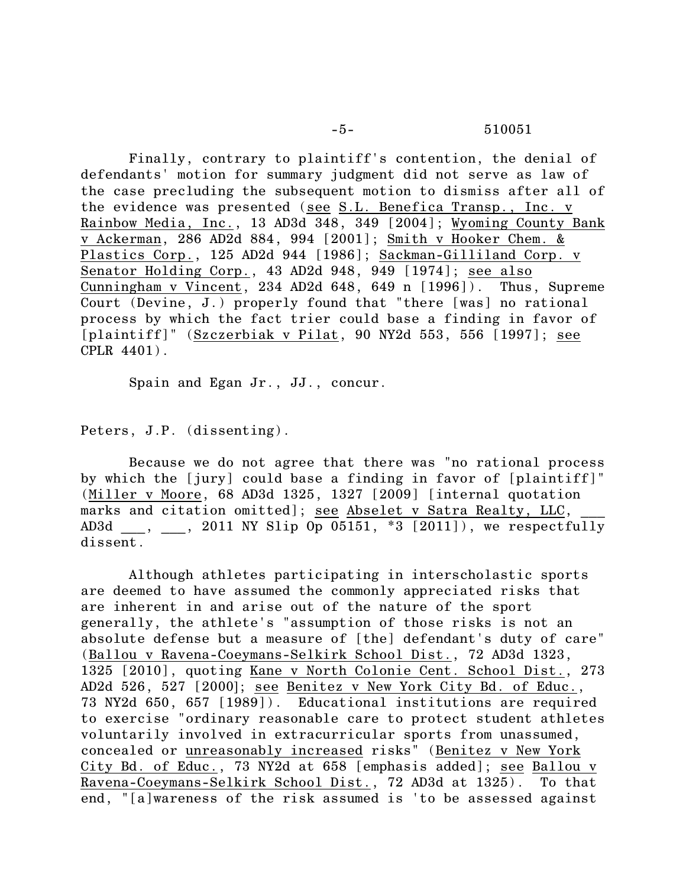Finally, contrary to plaintiff's contention, the denial of defendants' motion for summary judgment did not serve as law of the case precluding the subsequent motion to dismiss after all of the evidence was presented (see S.L. Benefica Transp., Inc. v Rainbow Media, Inc., 13 AD3d 348, 349 [2004]; Wyoming County Bank v Ackerman, 286 AD2d 884, 994 [2001]; Smith v Hooker Chem. & Plastics Corp., 125 AD2d 944 [1986]; Sackman-Gilliland Corp. v Senator Holding Corp., 43 AD2d 948, 949 [1974]; see also Cunningham v Vincent, 234 AD2d 648, 649 n [1996]). Thus, Supreme Court (Devine, J.) properly found that "there [was] no rational process by which the fact trier could base a finding in favor of [plaintiff]" (Szczerbiak v Pilat, 90 NY2d 553, 556 [1997]; see CPLR 4401).

Spain and Egan Jr., JJ., concur.

Peters, J.P. (dissenting).

Because we do not agree that there was "no rational process by which the [jury] could base a finding in favor of [plaintiff]" (Miller v Moore, 68 AD3d 1325, 1327 [2009] [internal quotation marks and citation omitted]; see Abselet v Satra Realty, LLC, ___ AD3d ___, ___, 2011 NY Slip Op 05151, *3 [2011]), we respectfully dissent.

Although athletes participating in interscholastic sports are deemed to have assumed the commonly appreciated risks that are inherent in and arise out of the nature of the sport generally, the athlete's "assumption of those risks is not an absolute defense but a measure of [the] defendant's duty of care" (Ballou v Ravena-Coeymans-Selkirk School Dist., 72 AD3d 1323, 1325 [2010], quoting Kane v North Colonie Cent. School Dist., 273 AD2d 526, 527 [2000]; see Benitez v New York City Bd. of Educ., 73 NY2d 650, 657 [1989]). Educational institutions are required to exercise "ordinary reasonable care to protect student athletes voluntarily involved in extracurricular sports from unassumed, concealed or unreasonably increased risks" (Benitez v New York City Bd. of Educ., 73 NY2d at 658 [emphasis added]; see Ballou v Ravena-Coeymans-Selkirk School Dist., 72 AD3d at 1325). To that end, "[a]wareness of the risk assumed is 'to be assessed against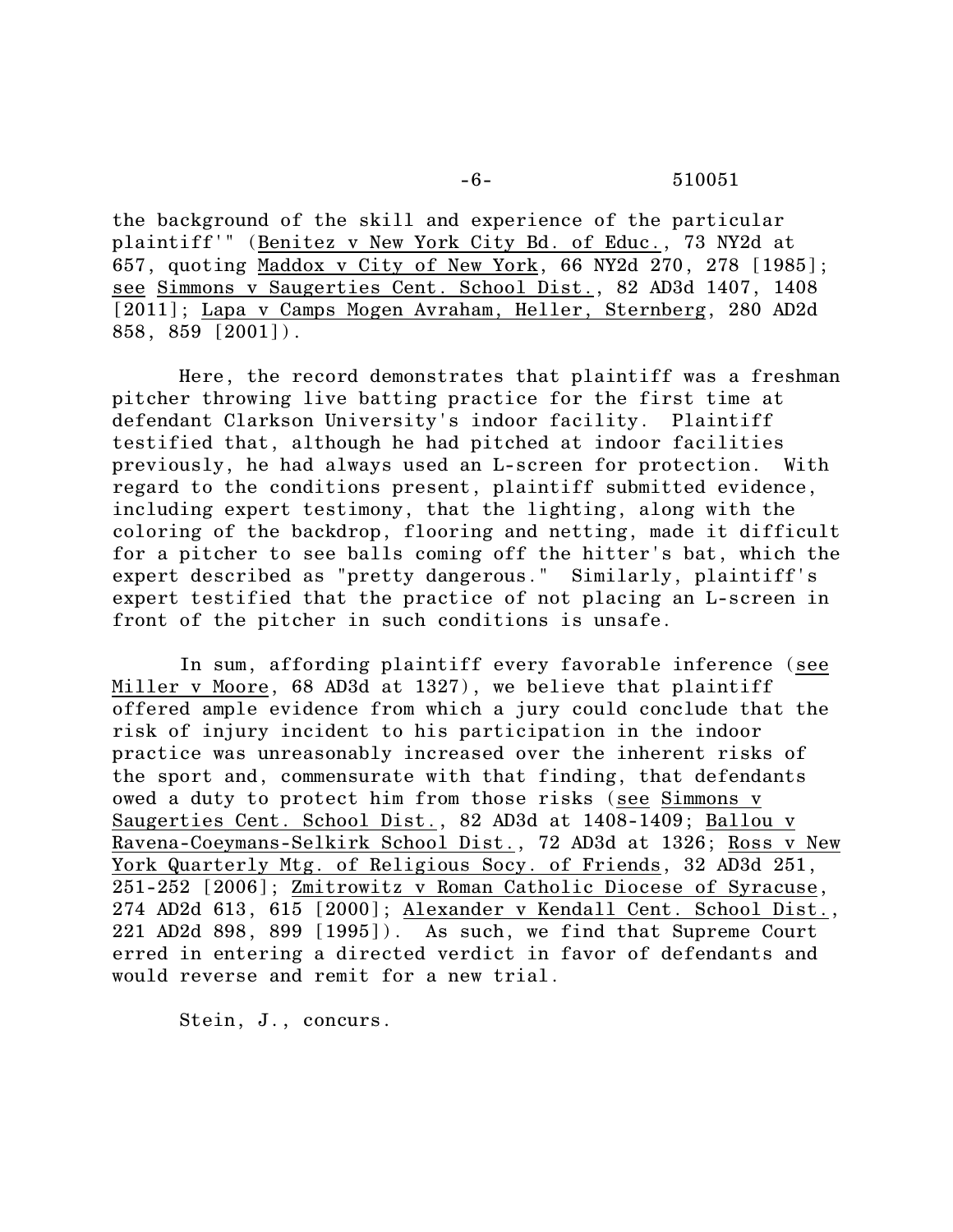the background of the skill and experience of the particular plaintiff'" (Benitez v New York City Bd. of Educ., 73 NY2d at 657, quoting Maddox v City of New York, 66 NY2d 270, 278 [1985]; see Simmons v Saugerties Cent. School Dist., 82 AD3d 1407, 1408 [2011]; Lapa v Camps Mogen Avraham, Heller, Sternberg, 280 AD2d 858, 859 [2001]).

Here, the record demonstrates that plaintiff was a freshman pitcher throwing live batting practice for the first time at defendant Clarkson University's indoor facility. Plaintiff testified that, although he had pitched at indoor facilities previously, he had always used an L-screen for protection. With regard to the conditions present, plaintiff submitted evidence, including expert testimony, that the lighting, along with the coloring of the backdrop, flooring and netting, made it difficult for a pitcher to see balls coming off the hitter's bat, which the expert described as "pretty dangerous." Similarly, plaintiff's expert testified that the practice of not placing an L-screen in front of the pitcher in such conditions is unsafe.

In sum, affording plaintiff every favorable inference (see Miller v Moore, 68 AD3d at 1327), we believe that plaintiff offered ample evidence from which a jury could conclude that the risk of injury incident to his participation in the indoor practice was unreasonably increased over the inherent risks of the sport and, commensurate with that finding, that defendants owed a duty to protect him from those risks (see Simmons v Saugerties Cent. School Dist., 82 AD3d at 1408-1409; Ballou v Ravena-Coeymans-Selkirk School Dist., 72 AD3d at 1326; Ross v New York Quarterly Mtg. of Religious Socy. of Friends, 32 AD3d 251, 251-252 [2006]; Zmitrowitz v Roman Catholic Diocese of Syracuse, 274 AD2d 613, 615 [2000]; Alexander v Kendall Cent. School Dist., 221 AD2d 898, 899 [1995]). As such, we find that Supreme Court erred in entering a directed verdict in favor of defendants and would reverse and remit for a new trial.

Stein, J., concurs.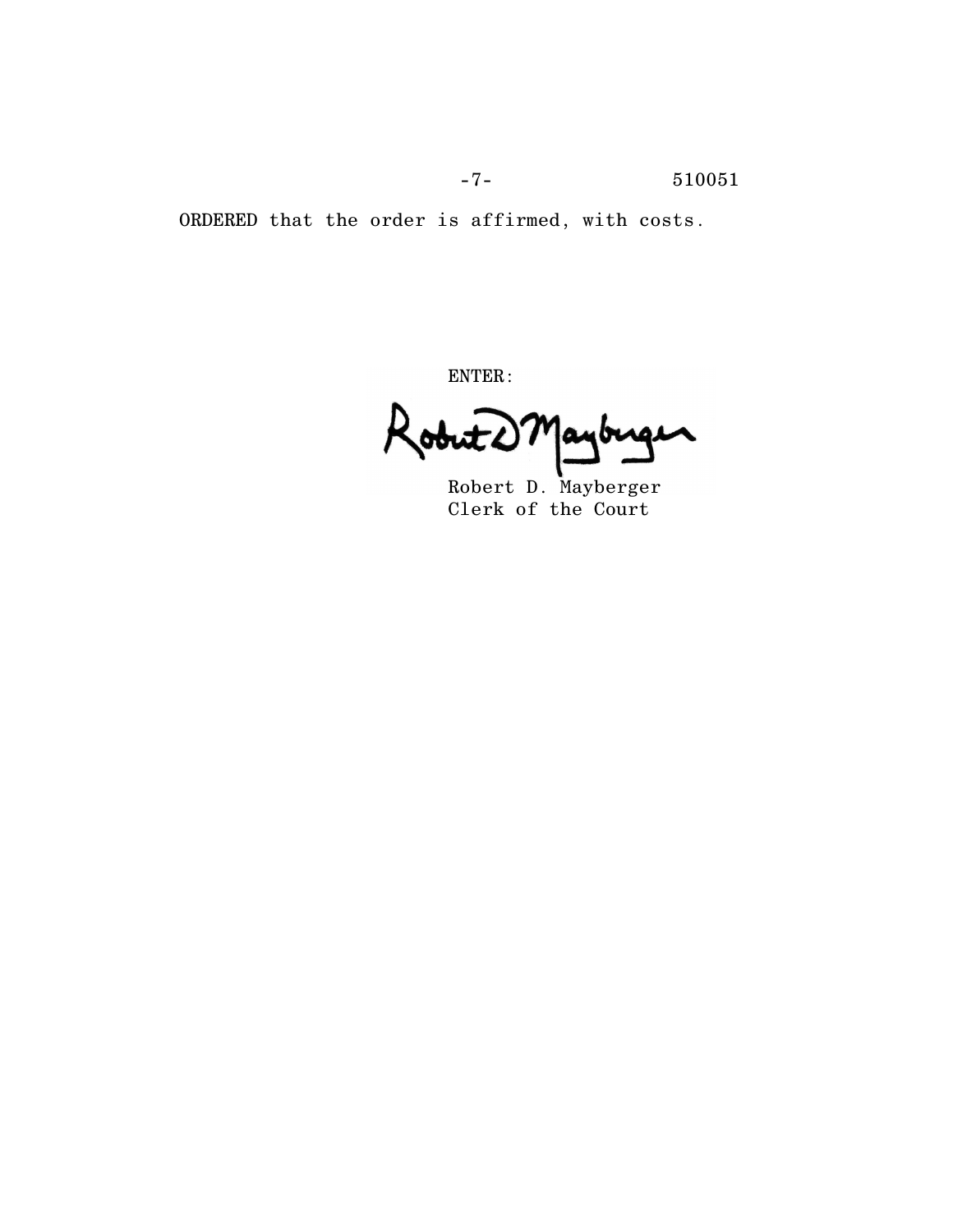ORDERED that the order is affirmed, with costs.

ENTER:

Robert D. Mayberger
Clerk of the Court